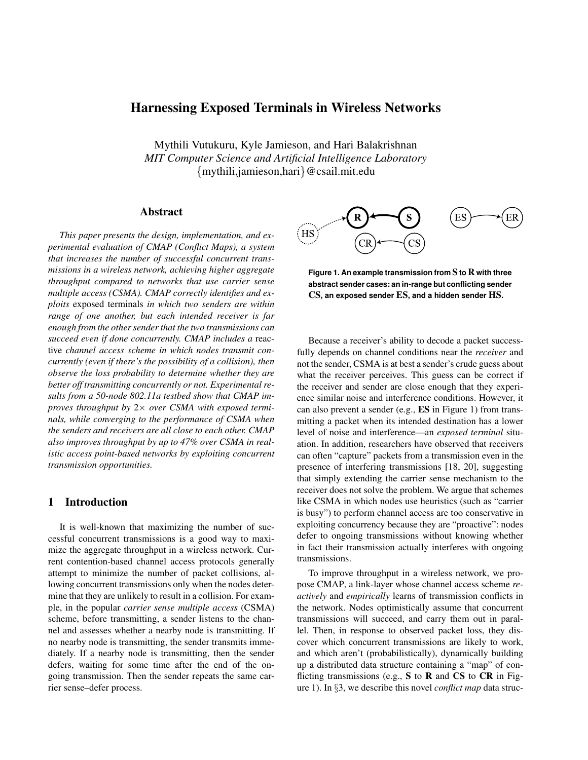# Harnessing Exposed Terminals in Wireless Networks

Mythili Vutukuru, Kyle Jamieson, and Hari Balakrishnan
*MIT Computer Science and Artificial Intelligence Laboratory*
{mythili,jamieson,hari}@csail.mit.edu

## Abstract

*This paper presents the design, implementation, and experimental evaluation of CMAP (Conflict Maps), a system that increases the number of successful concurrent transmissions in a wireless network, achieving higher aggregate throughput compared to networks that use carrier sense multiple access (CSMA). CMAP correctly identifies and exploits* exposed terminals *in which two senders are within range of one another, but each intended receiver is far enough from the other sender that the two transmissions can succeed even if done concurrently. CMAP includes a* reactive *channel access scheme in which nodes transmit concurrently (even if there's the possibility of a collision), then observe the loss probability to determine whether they are better off transmitting concurrently or not. Experimental results from a 50-node 802.11a testbed show that CMAP improves throughput by 2× over CSMA with exposed terminals, while converging to the performance of CSMA when the senders and receivers are all close to each other. CMAP also improves throughput by up to 47% over CSMA in realistic access point-based networks by exploiting concurrent transmission opportunities.*

## 1 Introduction

It is well-known that maximizing the number of successful concurrent transmissions is a good way to maximize the aggregate throughput in a wireless network. Current contention-based channel access protocols generally attempt to minimize the number of packet collisions, allowing concurrent transmissions only when the nodes determine that they are unlikely to result in a collision. For example, in the popular *carrier sense multiple access* (CSMA) scheme, before transmitting, a sender listens to the channel and assesses whether a nearby node is transmitting. If no nearby node is transmitting, the sender transmits immediately. If a nearby node is transmitting, then the sender defers, waiting for some time after the end of the ongoing transmission. Then the sender repeats the same carrier sense–defer process.

**Figure 1. An example transmission from S to R with three abstract sender cases: an in-range but conflicting sender CS, an exposed sender ES, and a hidden sender HS.**

Because a receiver's ability to decode a packet successfully depends on channel conditions near the *receiver* and not the sender, CSMA is at best a sender's crude guess about what the receiver perceives. This guess can be correct if the receiver and sender are close enough that they experience similar noise and interference conditions. However, it can also prevent a sender (e.g., **ES** in Figure 1) from transmitting a packet when its intended destination has a lower level of noise and interference—an *exposed terminal* situation. In addition, researchers have observed that receivers can often "capture" packets from a transmission even in the presence of interfering transmissions [18, 20], suggesting that simply extending the carrier sense mechanism to the receiver does not solve the problem. We argue that schemes like CSMA in which nodes use heuristics (such as "carrier is busy") to perform channel access are too conservative in exploiting concurrency because they are "proactive": nodes defer to ongoing transmissions without knowing whether in fact their transmission actually interferes with ongoing transmissions.

To improve throughput in a wireless network, we propose CMAP, a link-layer whose channel access scheme *reactively* and *empirically* learns of transmission conflicts in the network. Nodes optimistically assume that concurrent transmissions will succeed, and carry them out in parallel. Then, in response to observed packet loss, they discover which concurrent transmissions are likely to work, and which aren't (probabilistically), dynamically building up a distributed data structure containing a "map" of conflicting transmissions (e.g., **S** to **R** and **CS** to **CR** in Figure 1). In §3, we describe this novel *conflict map* data struc-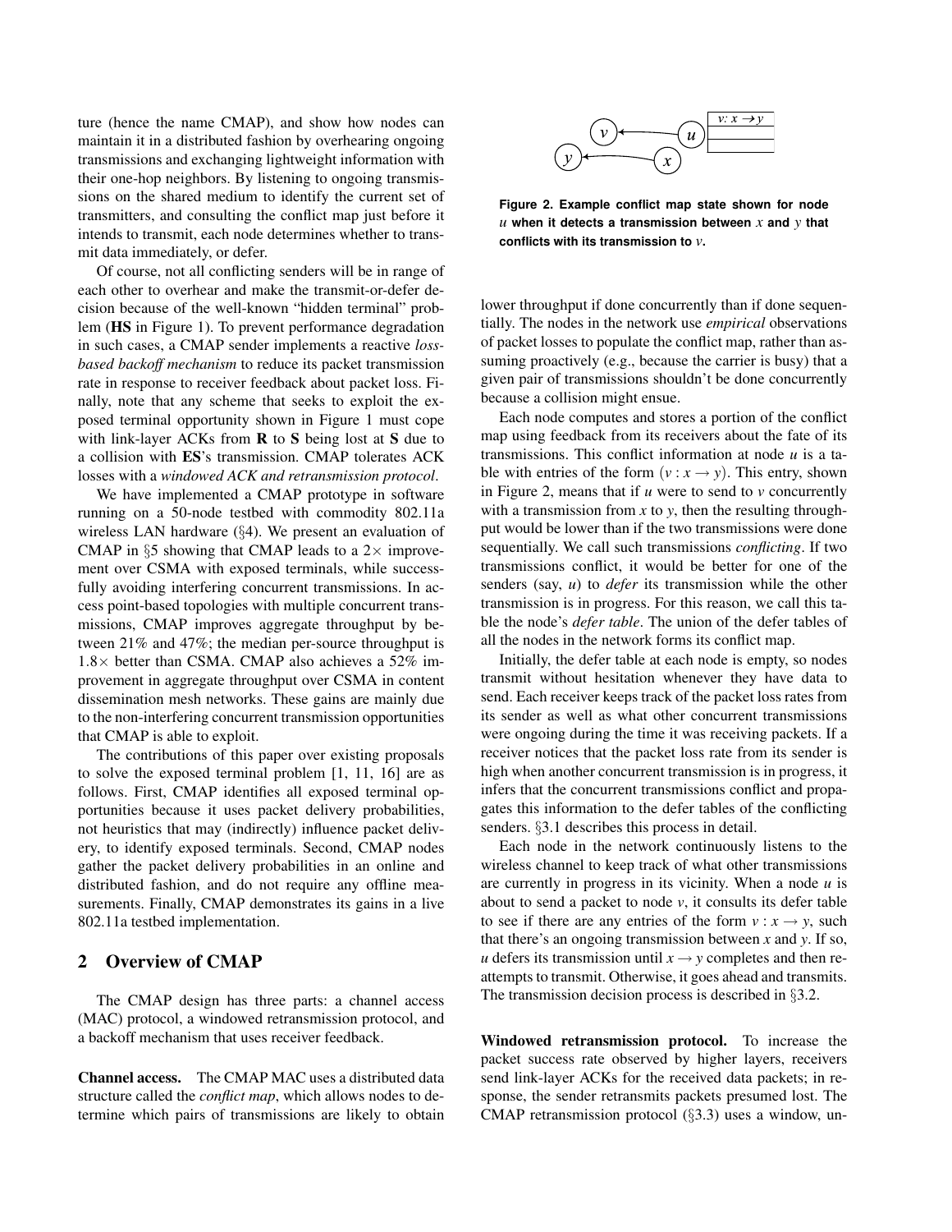ture (hence the name CMAP), and show how nodes can maintain it in a distributed fashion by overhearing ongoing transmissions and exchanging lightweight information with their one-hop neighbors. By listening to ongoing transmissions on the shared medium to identify the current set of transmitters, and consulting the conflict map just before it intends to transmit, each node determines whether to transmit data immediately, or defer.

Of course, not all conflicting senders will be in range of each other to overhear and make the transmit-or-defer decision because of the well-known "hidden terminal" problem (**HS** in Figure 1). To prevent performance degradation in such cases, a CMAP sender implements a reactive *loss-based backoff mechanism* to reduce its packet transmission rate in response to receiver feedback about packet loss. Finally, note that any scheme that seeks to exploit the exposed terminal opportunity shown in Figure 1 must cope with link-layer ACKs from **R** to **S** being lost at **S** due to a collision with **ES**'s transmission. CMAP tolerates ACK losses with a *windowed ACK and retransmission protocol*.

We have implemented a CMAP prototype in software running on a 50-node testbed with commodity 802.11a wireless LAN hardware (§4). We present an evaluation of CMAP in §5 showing that CMAP leads to a 2× improvement over CSMA with exposed terminals, while successfully avoiding interfering concurrent transmissions. In access point-based topologies with multiple concurrent transmissions, CMAP improves aggregate throughput by between 21% and 47%; the median per-source throughput is 1.8× better than CSMA. CMAP also achieves a 52% improvement in aggregate throughput over CSMA in content dissemination mesh networks. These gains are mainly due to the non-interfering concurrent transmission opportunities that CMAP is able to exploit.

The contributions of this paper over existing proposals to solve the exposed terminal problem [1, 11, 16] are as follows. First, CMAP identifies all exposed terminal opportunities because it uses packet delivery probabilities, not heuristics that may (indirectly) influence packet delivery, to identify exposed terminals. Second, CMAP nodes gather the packet delivery probabilities in an online and distributed fashion, and do not require any offline measurements. Finally, CMAP demonstrates its gains in a live 802.11a testbed implementation.

## 2 Overview of CMAP

The CMAP design has three parts: a channel access (MAC) protocol, a windowed retransmission protocol, and a backoff mechanism that uses receiver feedback.

**Channel access.** The CMAP MAC uses a distributed data structure called the *conflict map*, which allows nodes to determine which pairs of transmissions are likely to obtain lower throughput if done concurrently than if done sequentially. The nodes in the network use *empirical* observations of packet losses to populate the conflict map, rather than assuming proactively (e.g., because the carrier is busy) that a given pair of transmissions shouldn't be done concurrently because a collision might ensue.

| $v$: $x \to y$ |
|---|
| |
| |

**Figure 2. Example conflict map state shown for node $u$ when it detects a transmission between $x$ and $y$ that conflicts with its transmission to $v$.**

Each node computes and stores a portion of the conflict map using feedback from its receivers about the fate of its transmissions. This conflict information at node $u$ is a table with entries of the form $(v : x \to y)$. This entry, shown in Figure 2, means that if $u$ were to send to $v$ concurrently with a transmission from $x$ to $y$, then the resulting throughput would be lower than if the two transmissions were done sequentially. We call such transmissions *conflicting*. If two transmissions conflict, it would be better for one of the senders (say, $u$) to *defer* its transmission while the other transmission is in progress. For this reason, we call this table the node's *defer table*. The union of the defer tables of all the nodes in the network forms its conflict map.

Initially, the defer table at each node is empty, so nodes transmit without hesitation whenever they have data to send. Each receiver keeps track of the packet loss rates from its sender as well as what other concurrent transmissions were ongoing during the time it was receiving packets. If a receiver notices that the packet loss rate from its sender is high when another concurrent transmission is in progress, it infers that the concurrent transmissions conflict and propagates this information to the defer tables of the conflicting senders. §3.1 describes this process in detail.

Each node in the network continuously listens to the wireless channel to keep track of what other transmissions are currently in progress in its vicinity. When a node $u$ is about to send a packet to node $v$, it consults its defer table to see if there are any entries of the form $v : x \to y$, such that there's an ongoing transmission between $x$ and $y$. If so, $u$ defers its transmission until $x \to y$ completes and then reattempts to transmit. Otherwise, it goes ahead and transmits. The transmission decision process is described in §3.2.

**Windowed retransmission protocol.** To increase the packet success rate observed by higher layers, receivers send link-layer ACKs for the received data packets; in response, the sender retransmits packets presumed lost. The CMAP retransmission protocol (§3.3) uses a window, un-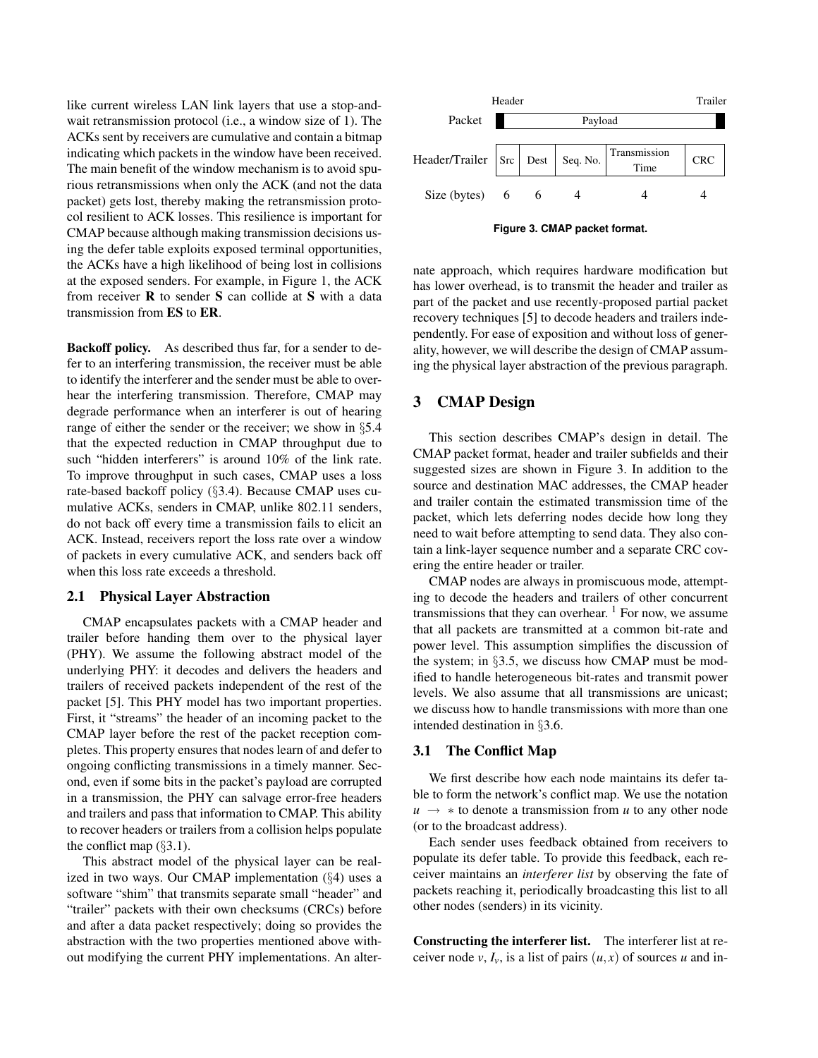like current wireless LAN link layers that use a stop-and-wait retransmission protocol (i.e., a window size of 1). The ACKs sent by receivers are cumulative and contain a bitmap indicating which packets in the window have been received. The main benefit of the window mechanism is to avoid spurious retransmissions when only the ACK (and not the data packet) gets lost, thereby making the retransmission protocol resilient to ACK losses. This resilience is important for CMAP because although making transmission decisions using the defer table exploits exposed terminal opportunities, the ACKs have a high likelihood of being lost in collisions at the exposed senders. For example, in Figure 1, the ACK from receiver **R** to sender **S** can collide at **S** with a data transmission from **ES** to **ER**.

**Backoff policy.** As described thus far, for a sender to defer to an interfering transmission, the receiver must be able to identify the interferer and the sender must be able to overhear the interfering transmission. Therefore, CMAP may degrade performance when an interferer is out of hearing range of either the sender or the receiver; we show in §5.4 that the expected reduction in CMAP throughput due to such "hidden interferers" is around 10% of the link rate. To improve throughput in such cases, CMAP uses a loss rate-based backoff policy (§3.4). Because CMAP uses cumulative ACKs, senders in CMAP, unlike 802.11 senders, do not back off every time a transmission fails to elicit an ACK. Instead, receivers report the loss rate over a window of packets in every cumulative ACK, and senders back off when this loss rate exceeds a threshold.

### 2.1 Physical Layer Abstraction

CMAP encapsulates packets with a CMAP header and trailer before handing them over to the physical layer (PHY). We assume the following abstract model of the underlying PHY: it decodes and delivers the headers and trailers of received packets independent of the rest of the packet [5]. This PHY model has two important properties. First, it "streams" the header of an incoming packet to the CMAP layer before the rest of the packet reception completes. This property ensures that nodes learn of and defer to ongoing conflicting transmissions in a timely manner. Second, even if some bits in the packet's payload are corrupted in a transmission, the PHY can salvage error-free headers and trailers and pass that information to CMAP. This ability to recover headers or trailers from a collision helps populate the conflict map (§3.1).

This abstract model of the physical layer can be realized in two ways. Our CMAP implementation (§4) uses a software "shim" that transmits separate small "header" and "trailer" packets with their own checksums (CRCs) before and after a data packet respectively; doing so provides the abstraction with the two properties mentioned above without modifying the current PHY implementations. An alternate approach, which requires hardware modification but has lower overhead, is to transmit the header and trailer as part of the packet and use recently-proposed partial packet recovery techniques [5] to decode headers and trailers independently. For ease of exposition and without loss of generality, however, we will describe the design of CMAP assuming the physical layer abstraction of the previous paragraph.

| | Header | | | | Trailer |
|---|---|---|---|---|---|
| Packet | Payload | | | | |
| Header/Trailer | Src | Dest | Seq. No. | Transmission Time | CRC |
| Size (bytes) | 6 | 6 | 4 | 4 | 4 |

**Figure 3. CMAP packet format.**

## 3 CMAP Design

This section describes CMAP's design in detail. The CMAP packet format, header and trailer subfields and their suggested sizes are shown in Figure 3. In addition to the source and destination MAC addresses, the CMAP header and trailer contain the estimated transmission time of the packet, which lets deferring nodes decide how long they need to wait before attempting to send data. They also contain a link-layer sequence number and a separate CRC covering the entire header or trailer.

CMAP nodes are always in promiscuous mode, attempting to decode the headers and trailers of other concurrent transmissions that they can overhear. [1] For now, we assume that all packets are transmitted at a common bit-rate and power level. This assumption simplifies the discussion of the system; in §3.5, we discuss how CMAP must be modified to handle heterogeneous bit-rates and transmit power levels. We also assume that all transmissions are unicast; we discuss how to handle transmissions with more than one intended destination in §3.6.

### 3.1 The Conflict Map

We first describe how each node maintains its defer table to form the network's conflict map. We use the notation $u \rightarrow *$ to denote a transmission from $u$ to any other node (or to the broadcast address).

Each sender uses feedback obtained from receivers to populate its defer table. To provide this feedback, each receiver maintains an *interferer list* by observing the fate of packets reaching it, periodically broadcasting this list to all other nodes (senders) in its vicinity.

**Constructing the interferer list.** The interferer list at receiver node $v$, $I_v$, is a list of pairs $(u, x)$ of sources $u$ and in-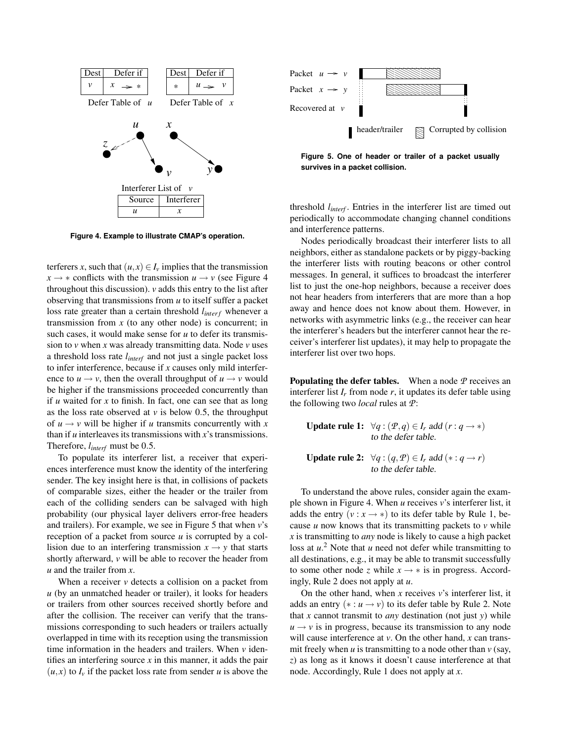| Dest | Defer if |
|---|---|
| $v$ | $x \rightarrow *$ |

Defer Table of $u$

| Dest | Defer if |
|---|---|
| $*$ | $u \rightarrow v$ |

Defer Table of $x$

Interferer List of $v$

| Source | Interferer |
|---|---|
| $u$ | $x$ |

**Figure 4. Example to illustrate CMAP's operation.**

**Figure 5. One of header or trailer of a packet usually survives in a packet collision.**

terferers $x$, such that $(u, x) \in I_v$ implies that the transmission $x \rightarrow *$ conflicts with the transmission $u \rightarrow v$ (see Figure 4 throughout this discussion). $v$ adds this entry to the list after observing that transmissions from $u$ to itself suffer a packet loss rate greater than a certain threshold $l_{interf}$ whenever a transmission from $x$ (to any other node) is concurrent; in such cases, it would make sense for $u$ to defer its transmission to $v$ when $x$ was already transmitting data. Node $v$ uses a threshold loss rate $l_{interf}$ and not just a single packet loss to infer interference, because if $x$ causes only mild interference to $u \rightarrow v$, then the overall throughput of $u \rightarrow v$ would be higher if the transmissions proceeded concurrently than if $u$ waited for $x$ to finish. In fact, one can see that as long as the loss rate observed at $v$ is below 0.5, the throughput of $u \rightarrow v$ will be higher if $u$ transmits concurrently with $x$ than if $u$ interleaves its transmissions with $x$'s transmissions. Therefore, $l_{interf}$ must be 0.5.

To populate its interferer list, a receiver that experiences interference must know the identity of the interfering sender. The key insight here is that, in collisions of packets of comparable sizes, either the header or the trailer from each of the colliding senders can be salvaged with high probability (our physical layer delivers error-free headers and trailers). For example, we see in Figure 5 that when $v$'s reception of a packet from source $u$ is corrupted by a collision due to an interfering transmission $x \rightarrow y$ that starts shortly afterward, $v$ will be able to recover the header from $u$ and the trailer from $x$.

When a receiver $v$ detects a collision on a packet from $u$ (by an unmatched header or trailer), it looks for headers or trailers from other sources received shortly before and after the collision. The receiver can verify that the transmissions corresponding to such headers or trailers actually overlapped in time with its reception using the transmission time information in the headers and trailers. When $v$ identifies an interfering source $x$ in this manner, it adds the pair $(u, x)$ to $I_v$ if the packet loss rate from sender $u$ is above the threshold $l_{interf}$. Entries in the interferer list are timed out periodically to accommodate changing channel conditions and interference patterns.

Nodes periodically broadcast their interferer lists to all neighbors, either as standalone packets or by piggy-backing the interferer lists with routing beacons or other control messages. In general, it suffices to broadcast the interferer list to just the one-hop neighbors, because a receiver does not hear headers from interferers that are more than a hop away and hence does not know about them. However, in networks with asymmetric links (e.g., the receiver can hear the interferer's headers but the interferer cannot hear the receiver's interferer list updates), it may help to propagate the interferer list over two hops.

**Populating the defer tables.** When a node $\mathcal{P}$ receives an interferer list $I_r$ from node $r$, it updates its defer table using the following two *local* rules at $\mathcal{P}$:

**Update rule 1:** $\forall q : (\mathcal{P}, q) \in I_r$ add $(r : q \rightarrow *)$ *to the defer table.*

**Update rule 2:** $\forall q : (q, \mathcal{P}) \in I_r$ add $(* : q \rightarrow r)$ *to the defer table.*

To understand the above rules, consider again the example shown in Figure 4. When $u$ receives $v$'s interferer list, it adds the entry $(v : x \rightarrow *)$ to its defer table by Rule 1, because $u$ now knows that its transmitting packets to $v$ while $x$ is transmitting to *any* node is likely to cause a high packet loss at $u$.[2] Note that $u$ need not defer while transmitting to all destinations, e.g., it may be able to transmit successfully to some other node $z$ while $x \rightarrow *$ is in progress. Accordingly, Rule 2 does not apply at $u$.

On the other hand, when $x$ receives $v$'s interferer list, it adds an entry $(* : u \rightarrow v)$ to its defer table by Rule 2. Note that $x$ cannot transmit to *any* destination (not just $y$) while $u \rightarrow v$ is in progress, because its transmission to any node will cause interference at $v$. On the other hand, $x$ can transmit freely when $u$ is transmitting to a node other than $v$ (say, $z$) as long as it knows it doesn't cause interference at that node. Accordingly, Rule 1 does not apply at $x$.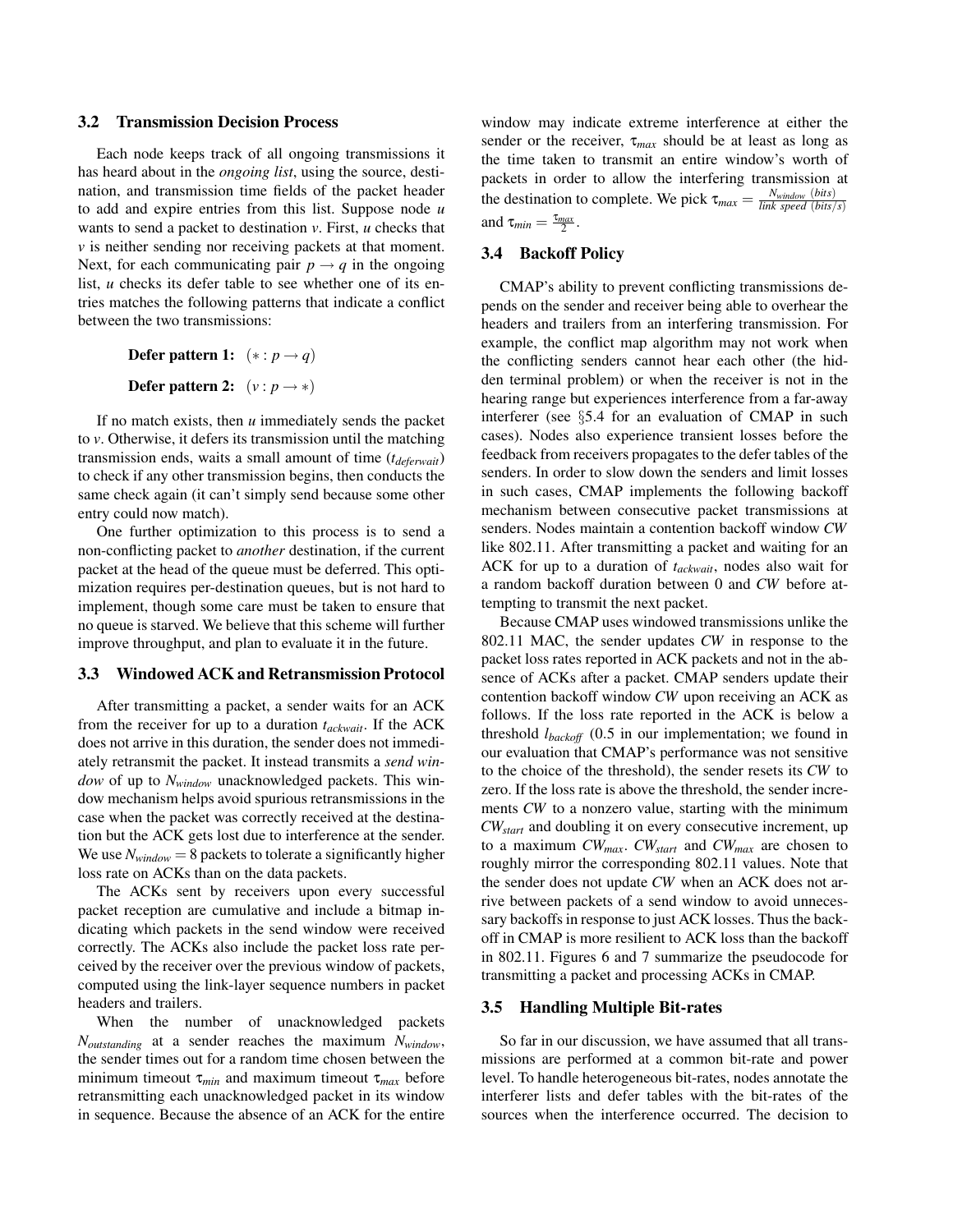### 3.2 Transmission Decision Process

Each node keeps track of all ongoing transmissions it has heard about in the *ongoing list*, using the source, destination, and transmission time fields of the packet header to add and expire entries from this list. Suppose node $u$ wants to send a packet to destination $v$. First, $u$ checks that $v$ is neither sending nor receiving packets at that moment. Next, for each communicating pair $p \rightarrow q$ in the ongoing list, $u$ checks its defer table to see whether one of its entries matches the following patterns that indicate a conflict between the two transmissions:

**Defer pattern 1:** $(* : p \rightarrow q)$

**Defer pattern 2:** $(v : p \rightarrow *)$

If no match exists, then $u$ immediately sends the packet to $v$. Otherwise, it defers its transmission until the matching transmission ends, waits a small amount of time ($t_{deferwait}$) to check if any other transmission begins, then conducts the same check again (it can't simply send because some other entry could now match).

One further optimization to this process is to send a non-conflicting packet to *another* destination, if the current packet at the head of the queue must be deferred. This optimization requires per-destination queues, but is not hard to implement, though some care must be taken to ensure that no queue is starved. We believe that this scheme will further improve throughput, and plan to evaluate it in the future.

### 3.3 Windowed ACK and Retransmission Protocol

After transmitting a packet, a sender waits for an ACK from the receiver for up to a duration $t_{ackwait}$. If the ACK does not arrive in this duration, the sender does not immediately retransmit the packet. It instead transmits a *send window* of up to $N_{window}$ unacknowledged packets. This window mechanism helps avoid spurious retransmissions in the case when the packet was correctly received at the destination but the ACK gets lost due to interference at the sender. We use $N_{window} = 8$ packets to tolerate a significantly higher loss rate on ACKs than on the data packets.

The ACKs sent by receivers upon every successful packet reception are cumulative and include a bitmap indicating which packets in the send window were received correctly. The ACKs also include the packet loss rate perceived by the receiver over the previous window of packets, computed using the link-layer sequence numbers in packet headers and trailers.

When the number of unacknowledged packets $N_{outstanding}$ at a sender reaches the maximum $N_{window}$, the sender times out for a random time chosen between the minimum timeout $\tau_{min}$ and maximum timeout $\tau_{max}$ before retransmitting each unacknowledged packet in its window in sequence. Because the absence of an ACK for the entire window may indicate extreme interference at either the sender or the receiver, $\tau_{max}$ should be at least as long as the time taken to transmit an entire window's worth of packets in order to allow the interfering transmission at the destination to complete. We pick $\tau_{max} = \frac{N_{window}\ (bits)}{link\ speed\ (bits/s)}$ and $\tau_{min} = \frac{\tau_{max}}{2}$.

### 3.4 Backoff Policy

CMAP's ability to prevent conflicting transmissions depends on the sender and receiver being able to overhear the headers and trailers from an interfering transmission. For example, the conflict map algorithm may not work when the conflicting senders cannot hear each other (the hidden terminal problem) or when the receiver is not in the hearing range but experiences interference from a far-away interferer (see §5.4 for an evaluation of CMAP in such cases). Nodes also experience transient losses before the feedback from receivers propagates to the defer tables of the senders. In order to slow down the senders and limit losses in such cases, CMAP implements the following backoff mechanism between consecutive packet transmissions at senders. Nodes maintain a contention backoff window *CW* like 802.11. After transmitting a packet and waiting for an ACK for up to a duration of $t_{ackwait}$, nodes also wait for a random backoff duration between 0 and *CW* before attempting to transmit the next packet.

Because CMAP uses windowed transmissions unlike the 802.11 MAC, the sender updates *CW* in response to the packet loss rates reported in ACK packets and not in the absence of ACKs after a packet. CMAP senders update their contention backoff window *CW* upon receiving an ACK as follows. If the loss rate reported in the ACK is below a threshold $l_{backoff}$ (0.5 in our implementation; we found in our evaluation that CMAP's performance was not sensitive to the choice of the threshold), the sender resets its *CW* to zero. If the loss rate is above the threshold, the sender increments *CW* to a nonzero value, starting with the minimum $CW_{start}$ and doubling it on every consecutive increment, up to a maximum $CW_{max}$. $CW_{start}$ and $CW_{max}$ are chosen to roughly mirror the corresponding 802.11 values. Note that the sender does not update *CW* when an ACK does not arrive between packets of a send window to avoid unnecessary backoffs in response to just ACK losses. Thus the backoff in CMAP is more resilient to ACK loss than the backoff in 802.11. Figures 6 and 7 summarize the pseudocode for transmitting a packet and processing ACKs in CMAP.

### 3.5 Handling Multiple Bit-rates

So far in our discussion, we have assumed that all transmissions are performed at a common bit-rate and power level. To handle heterogeneous bit-rates, nodes annotate the interferer lists and defer tables with the bit-rates of the sources when the interference occurred. The decision to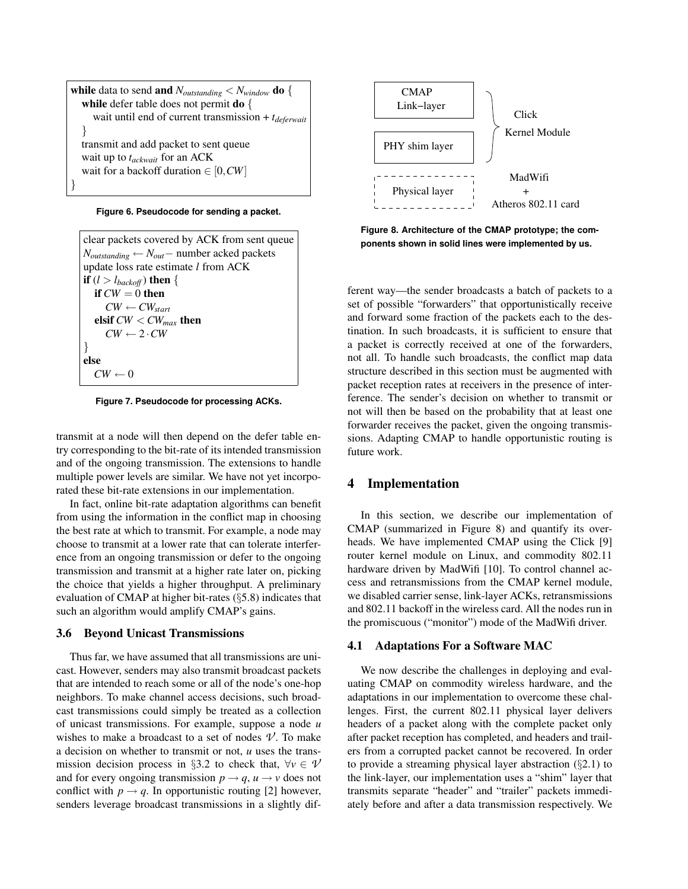```
while data to send and N_outstanding < N_window do {
   while defer table does not permit do {
      wait until end of current transmission + t_deferwait
   }
   transmit and add packet to sent queue
   wait up to t_ackwait for an ACK
   wait for a backoff duration ∈ [0, CW]
}
```

**Figure 6. Pseudocode for sending a packet.**

```
clear packets covered by ACK from sent queue
N_outstanding ← N_out − number acked packets
update loss rate estimate l from ACK
if (l > l_backoff) then {
   if CW = 0 then
      CW ← CW_start
   elsif CW < CW_max then
      CW ← 2 · CW
}
else
   CW ← 0
```

**Figure 7. Pseudocode for processing ACKs.**

transmit at a node will then depend on the defer table entry corresponding to the bit-rate of its intended transmission and of the ongoing transmission. The extensions to handle multiple power levels are similar. We have not yet incorporated these bit-rate extensions in our implementation.

In fact, online bit-rate adaptation algorithms can benefit from using the information in the conflict map in choosing the best rate at which to transmit. For example, a node may choose to transmit at a lower rate that can tolerate interference from an ongoing transmission or defer to the ongoing transmission and transmit at a higher rate later on, picking the choice that yields a higher throughput. A preliminary evaluation of CMAP at higher bit-rates (§5.8) indicates that such an algorithm would amplify CMAP's gains.

### 3.6 Beyond Unicast Transmissions

Thus far, we have assumed that all transmissions are unicast. However, senders may also transmit broadcast packets that are intended to reach some or all of the node's one-hop neighbors. To make channel access decisions, such broadcast transmissions could simply be treated as a collection of unicast transmissions. For example, suppose a node $u$ wishes to make a broadcast to a set of nodes $\mathcal{V}$. To make a decision on whether to transmit or not, $u$ uses the transmission decision process in §3.2 to check that, $\forall v \in \mathcal{V}$ and for every ongoing transmission $p \rightarrow q$, $u \rightarrow v$ does not conflict with $p \rightarrow q$. In opportunistic routing [2] however, senders leverage broadcast transmissions in a slightly different way—the sender broadcasts a batch of packets to a set of possible "forwarders" that opportunistically receive and forward some fraction of the packets each to the destination. In such broadcasts, it is sufficient to ensure that a packet is correctly received at one of the forwarders, not all. To handle such broadcasts, the conflict map data structure described in this section must be augmented with packet reception rates at receivers in the presence of interference. The sender's decision on whether to transmit or not will then be based on the probability that at least one forwarder receives the packet, given the ongoing transmissions. Adapting CMAP to handle opportunistic routing is future work.

| CMAP Link–layer | Click Kernel Module |
|---|---|
| PHY shim layer | |
| Physical layer | MadWifi + Atheros 802.11 card |

**Figure 8. Architecture of the CMAP prototype; the components shown in solid lines were implemented by us.**

## 4 Implementation

In this section, we describe our implementation of CMAP (summarized in Figure 8) and quantify its overheads. We have implemented CMAP using the Click [9] router kernel module on Linux, and commodity 802.11 hardware driven by MadWifi [10]. To control channel access and retransmissions from the CMAP kernel module, we disabled carrier sense, link-layer ACKs, retransmissions and 802.11 backoff in the wireless card. All the nodes run in the promiscuous ("monitor") mode of the MadWifi driver.

### 4.1 Adaptations For a Software MAC

We now describe the challenges in deploying and evaluating CMAP on commodity wireless hardware, and the adaptations in our implementation to overcome these challenges. First, the current 802.11 physical layer delivers headers of a packet along with the complete packet only after packet reception has completed, and headers and trailers from a corrupted packet cannot be recovered. In order to provide a streaming physical layer abstraction (§2.1) to the link-layer, our implementation uses a "shim" layer that transmits separate "header" and "trailer" packets immediately before and after a data transmission respectively. We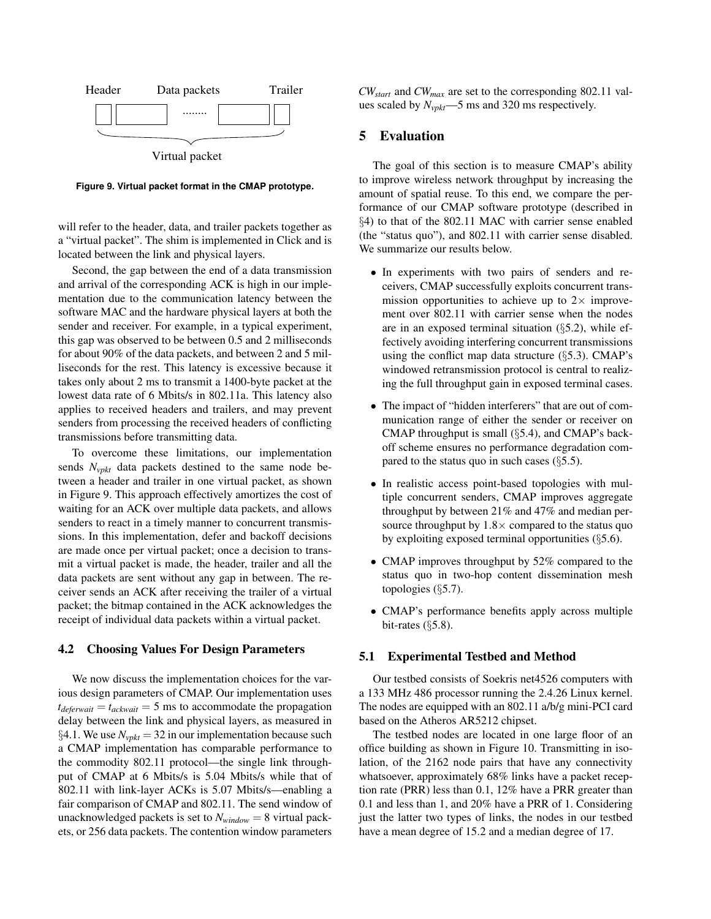Header Data packets Trailer

Virtual packet

**Figure 9. Virtual packet format in the CMAP prototype.**

will refer to the header, data, and trailer packets together as a "virtual packet". The shim is implemented in Click and is located between the link and physical layers.

Second, the gap between the end of a data transmission and arrival of the corresponding ACK is high in our implementation due to the communication latency between the software MAC and the hardware physical layers at both the sender and receiver. For example, in a typical experiment, this gap was observed to be between 0.5 and 2 milliseconds for about 90% of the data packets, and between 2 and 5 milliseconds for the rest. This latency is excessive because it takes only about 2 ms to transmit a 1400-byte packet at the lowest data rate of 6 Mbits/s in 802.11a. This latency also applies to received headers and trailers, and may prevent senders from processing the received headers of conflicting transmissions before transmitting data.

To overcome these limitations, our implementation sends $N_{vpkt}$ data packets destined to the same node between a header and trailer in one virtual packet, as shown in Figure 9. This approach effectively amortizes the cost of waiting for an ACK over multiple data packets, and allows senders to react in a timely manner to concurrent transmissions. In this implementation, defer and backoff decisions are made once per virtual packet; once a decision to transmit a virtual packet is made, the header, trailer and all the data packets are sent without any gap in between. The receiver sends an ACK after receiving the trailer of a virtual packet; the bitmap contained in the ACK acknowledges the receipt of individual data packets within a virtual packet.

### 4.2 Choosing Values For Design Parameters

We now discuss the implementation choices for the various design parameters of CMAP. Our implementation uses $t_{deferwait} = t_{ackwait} = 5$ ms to accommodate the propagation delay between the link and physical layers, as measured in §4.1. We use $N_{vpkt} = 32$ in our implementation because such a CMAP implementation has comparable performance to the commodity 802.11 protocol—the single link throughput of CMAP at 6 Mbits/s is 5.04 Mbits/s while that of 802.11 with link-layer ACKs is 5.07 Mbits/s—enabling a fair comparison of CMAP and 802.11. The send window of unacknowledged packets is set to $N_{window} = 8$ virtual packets, or 256 data packets. The contention window parameters $CW_{start}$ and $CW_{max}$ are set to the corresponding 802.11 values scaled by $N_{vpkt}$—5 ms and 320 ms respectively.

## 5 Evaluation

The goal of this section is to measure CMAP's ability to improve wireless network throughput by increasing the amount of spatial reuse. To this end, we compare the performance of our CMAP software prototype (described in §4) to that of the 802.11 MAC with carrier sense enabled (the "status quo"), and 802.11 with carrier sense disabled. We summarize our results below.

- In experiments with two pairs of senders and receivers, CMAP successfully exploits concurrent transmission opportunities to achieve up to 2× improvement over 802.11 with carrier sense when the nodes are in an exposed terminal situation (§5.2), while effectively avoiding interfering concurrent transmissions using the conflict map data structure (§5.3). CMAP's windowed retransmission protocol is central to realizing the full throughput gain in exposed terminal cases.
- The impact of "hidden interferers" that are out of communication range of either the sender or receiver on CMAP throughput is small (§5.4), and CMAP's backoff scheme ensures no performance degradation compared to the status quo in such cases (§5.5).
- In realistic access point-based topologies with multiple concurrent senders, CMAP improves aggregate throughput by between 21% and 47% and median per-source throughput by 1.8× compared to the status quo by exploiting exposed terminal opportunities (§5.6).
- CMAP improves throughput by 52% compared to the status quo in two-hop content dissemination mesh topologies (§5.7).
- CMAP's performance benefits apply across multiple bit-rates (§5.8).

### 5.1 Experimental Testbed and Method

Our testbed consists of Soekris net4526 computers with a 133 MHz 486 processor running the 2.4.26 Linux kernel. The nodes are equipped with an 802.11 a/b/g mini-PCI card based on the Atheros AR5212 chipset.

The testbed nodes are located in one large floor of an office building as shown in Figure 10. Transmitting in isolation, of the 2162 node pairs that have any connectivity whatsoever, approximately 68% links have a packet reception rate (PRR) less than 0.1, 12% have a PRR greater than 0.1 and less than 1, and 20% have a PRR of 1. Considering just the latter two types of links, the nodes in our testbed have a mean degree of 15.2 and a median degree of 17.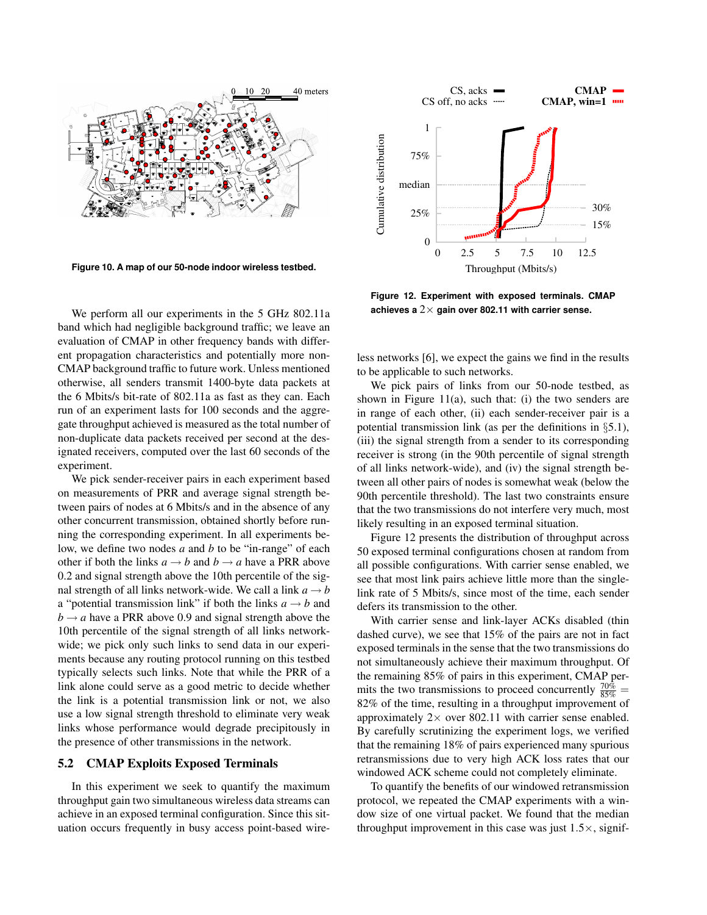Figure 10. A map of our 50-node indoor wireless testbed.

Figure 12. Experiment with exposed terminals. CMAP achieves a $2\times$ gain over 802.11 with carrier sense.

We perform all our experiments in the 5 GHz 802.11a band which had negligible background traffic; we leave an evaluation of CMAP in other frequency bands with different propagation characteristics and potentially more non-CMAP background traffic to future work. Unless mentioned otherwise, all senders transmit 1400-byte data packets at the 6 Mbits/s bit-rate of 802.11a as fast as they can. Each run of an experiment lasts for 100 seconds and the aggregate throughput achieved is measured as the total number of non-duplicate data packets received per second at the designated receivers, computed over the last 60 seconds of the experiment.

We pick sender-receiver pairs in each experiment based on measurements of PRR and average signal strength between pairs of nodes at 6 Mbits/s and in the absence of any other concurrent transmission, obtained shortly before running the corresponding experiment. In all experiments below, we define two nodes $a$ and $b$ to be "in-range" of each other if both the links $a \rightarrow b$ and $b \rightarrow a$ have a PRR above 0.2 and signal strength above the 10th percentile of the signal strength of all links network-wide. We call a link $a \rightarrow b$ a "potential transmission link" if both the links $a \rightarrow b$ and $b \rightarrow a$ have a PRR above 0.9 and signal strength above the 10th percentile of the signal strength of all links network-wide; we pick only such links to send data in our experiments because any routing protocol running on this testbed typically selects such links. Note that while the PRR of a link alone could serve as a good metric to decide whether the link is a potential transmission link or not, we also use a low signal strength threshold to eliminate very weak links whose performance would degrade precipitously in the presence of other transmissions in the network.

### 5.2 CMAP Exploits Exposed Terminals

In this experiment we seek to quantify the maximum throughput gain two simultaneous wireless data streams can achieve in an exposed terminal configuration. Since this situation occurs frequently in busy access point-based wireless networks [6], we expect the gains we find in the results to be applicable to such networks.

We pick pairs of links from our 50-node testbed, as shown in Figure 11(a), such that: (i) the two senders are in range of each other, (ii) each sender-receiver pair is a potential transmission link (as per the definitions in §5.1), (iii) the signal strength from a sender to its corresponding receiver is strong (in the 90th percentile of signal strength of all links network-wide), and (iv) the signal strength between all other pairs of nodes is somewhat weak (below the 90th percentile threshold). The last two constraints ensure that the two transmissions do not interfere very much, most likely resulting in an exposed terminal situation.

Figure 12 presents the distribution of throughput across 50 exposed terminal configurations chosen at random from all possible configurations. With carrier sense enabled, we see that most link pairs achieve little more than the single-link rate of 5 Mbits/s, since most of the time, each sender defers its transmission to the other.

With carrier sense and link-layer ACKs disabled (thin dashed curve), we see that 15% of the pairs are not in fact exposed terminals in the sense that the two transmissions do not simultaneously achieve their maximum throughput. Of the remaining 85% of pairs in this experiment, CMAP permits the two transmissions to proceed concurrently $\frac{70\%}{85\%} =$ 82% of the time, resulting in a throughput improvement of approximately $2\times$ over 802.11 with carrier sense enabled. By carefully scrutinizing the experiment logs, we verified that the remaining 18% of pairs experienced many spurious retransmissions due to very high ACK loss rates that our windowed ACK scheme could not completely eliminate.

To quantify the benefits of our windowed retransmission protocol, we repeated the CMAP experiments with a window size of one virtual packet. We found that the median throughput improvement in this case was just $1.5\times$, signif-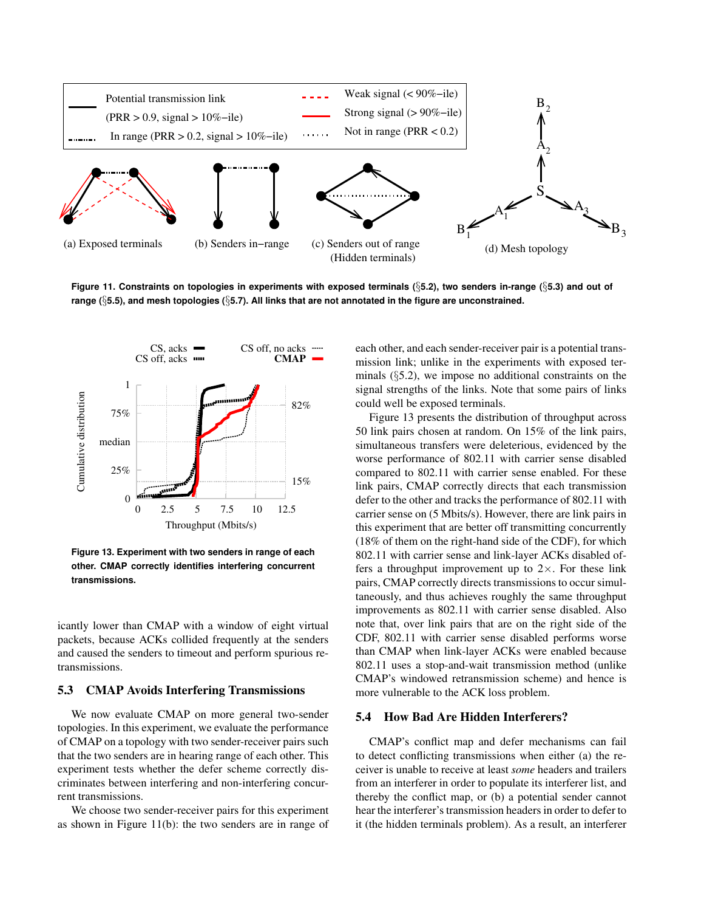Figure 11. Constraints on topologies in experiments with exposed terminals (§5.2), two senders in-range (§5.3) and out of range (§5.5), and mesh topologies (§5.7). All links that are not annotated in the figure are unconstrained.

Figure 13. Experiment with two senders in range of each other. CMAP correctly identifies interfering concurrent transmissions.

icantly lower than CMAP with a window of eight virtual packets, because ACKs collided frequently at the senders and caused the senders to timeout and perform spurious retransmissions.

## 5.3 CMAP Avoids Interfering Transmissions

We now evaluate CMAP on more general two-sender topologies. In this experiment, we evaluate the performance of CMAP on a topology with two sender-receiver pairs such that the two senders are in hearing range of each other. This experiment tests whether the defer scheme correctly discriminates between interfering and non-interfering concurrent transmissions.

We choose two sender-receiver pairs for this experiment as shown in Figure 11(b): the two senders are in range of each other, and each sender-receiver pair is a potential transmission link; unlike in the experiments with exposed terminals (§5.2), we impose no additional constraints on the signal strengths of the links. Note that some pairs of links could well be exposed terminals.

Figure 13 presents the distribution of throughput across 50 link pairs chosen at random. On 15% of the link pairs, simultaneous transfers were deleterious, evidenced by the worse performance of 802.11 with carrier sense disabled compared to 802.11 with carrier sense enabled. For these link pairs, CMAP correctly directs that each transmission defer to the other and tracks the performance of 802.11 with carrier sense on (5 Mbits/s). However, there are link pairs in this experiment that are better off transmitting concurrently (18% of them on the right-hand side of the CDF), for which 802.11 with carrier sense and link-layer ACKs disabled offers a throughput improvement up to 2×. For these link pairs, CMAP correctly directs transmissions to occur simultaneously, and thus achieves roughly the same throughput improvements as 802.11 with carrier sense disabled. Also note that, over link pairs that are on the right side of the CDF, 802.11 with carrier sense disabled performs worse than CMAP when link-layer ACKs were enabled because 802.11 uses a stop-and-wait transmission method (unlike CMAP's windowed retransmission scheme) and hence is more vulnerable to the ACK loss problem.

## 5.4 How Bad Are Hidden Interferers?

CMAP's conflict map and defer mechanisms can fail to detect conflicting transmissions when either (a) the receiver is unable to receive at least *some* headers and trailers from an interferer in order to populate its interferer list, and thereby the conflict map, or (b) a potential sender cannot hear the interferer's transmission headers in order to defer to it (the hidden terminals problem). As a result, an interferer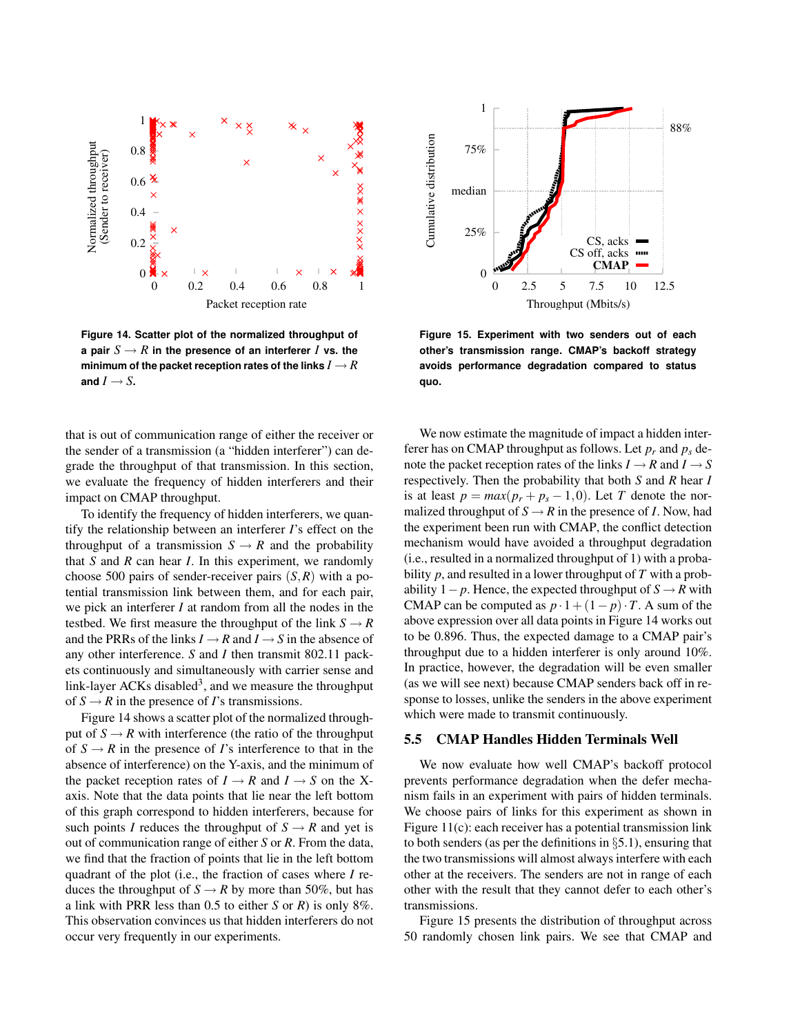**Figure 14. Scatter plot of the normalized throughput of a pair $S \rightarrow R$ in the presence of an interferer $I$ vs. the minimum of the packet reception rates of the links $I \rightarrow R$ and $I \rightarrow S$.**

**Figure 15. Experiment with two senders out of each other's transmission range. CMAP's backoff strategy avoids performance degradation compared to status quo.**

that is out of communication range of either the receiver or the sender of a transmission (a "hidden interferer") can degrade the throughput of that transmission. In this section, we evaluate the frequency of hidden interferers and their impact on CMAP throughput.

To identify the frequency of hidden interferers, we quantify the relationship between an interferer $I$'s effect on the throughput of a transmission $S \rightarrow R$ and the probability that $S$ and $R$ can hear $I$. In this experiment, we randomly choose 500 pairs of sender-receiver pairs $(S,R)$ with a potential transmission link between them, and for each pair, we pick an interferer $I$ at random from all the nodes in the testbed. We first measure the throughput of the link $S \rightarrow R$ and the PRRs of the links $I \rightarrow R$ and $I \rightarrow S$ in the absence of any other interference. $S$ and $I$ then transmit 802.11 packets continuously and simultaneously with carrier sense and link-layer ACKs disabled[3], and we measure the throughput of $S \rightarrow R$ in the presence of $I$'s transmissions.

Figure 14 shows a scatter plot of the normalized throughput of $S \rightarrow R$ with interference (the ratio of the throughput of $S \rightarrow R$ in the presence of $I$'s interference to that in the absence of interference) on the Y-axis, and the minimum of the packet reception rates of $I \rightarrow R$ and $I \rightarrow S$ on the X-axis. Note that the data points that lie near the left bottom of this graph correspond to hidden interferers, because for such points $I$ reduces the throughput of $S \rightarrow R$ and yet is out of communication range of either $S$ or $R$. From the data, we find that the fraction of points that lie in the left bottom quadrant of the plot (i.e., the fraction of cases where $I$ reduces the throughput of $S \rightarrow R$ by more than 50%, but has a link with PRR less than 0.5 to either $S$ or $R$) is only 8%. This observation convinces us that hidden interferers do not occur very frequently in our experiments.

We now estimate the magnitude of impact a hidden interferer has on CMAP throughput as follows. Let $p_r$ and $p_s$ denote the packet reception rates of the links $I \rightarrow R$ and $I \rightarrow S$ respectively. Then the probability that both $S$ and $R$ hear $I$ is at least $p = max(p_r + p_s - 1, 0)$. Let $T$ denote the normalized throughput of $S \rightarrow R$ in the presence of $I$. Now, had the experiment been run with CMAP, the conflict detection mechanism would have avoided a throughput degradation (i.e., resulted in a normalized throughput of 1) with a probability $p$, and resulted in a lower throughput of $T$ with a probability $1 - p$. Hence, the expected throughput of $S \rightarrow R$ with CMAP can be computed as $p \cdot 1 + (1 - p) \cdot T$. A sum of the above expression over all data points in Figure 14 works out to be 0.896. Thus, the expected damage to a CMAP pair's throughput due to a hidden interferer is only around 10%. In practice, however, the degradation will be even smaller (as we will see next) because CMAP senders back off in response to losses, unlike the senders in the above experiment which were made to transmit continuously.

### 5.5 CMAP Handles Hidden Terminals Well

We now evaluate how well CMAP's backoff protocol prevents performance degradation when the defer mechanism fails in an experiment with pairs of hidden terminals. We choose pairs of links for this experiment as shown in Figure 11(c): each receiver has a potential transmission link to both senders (as per the definitions in §5.1), ensuring that the two transmissions will almost always interfere with each other at the receivers. The senders are not in range of each other with the result that they cannot defer to each other's transmissions.

Figure 15 presents the distribution of throughput across 50 randomly chosen link pairs. We see that CMAP and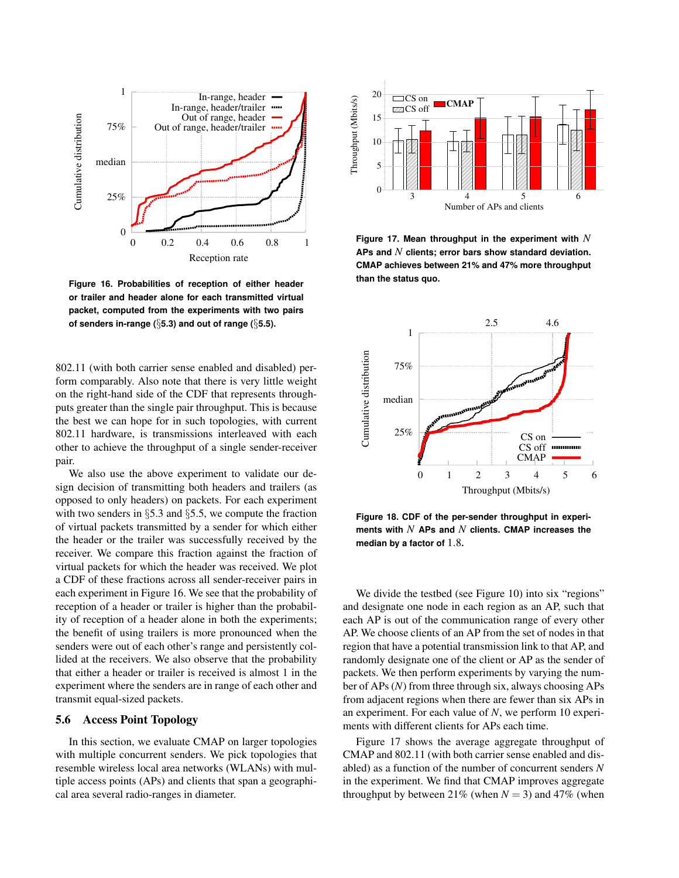Figure 16. Probabilities of reception of either header or trailer and header alone for each transmitted virtual packet, computed from the experiments with two pairs of senders in-range (§5.3) and out of range (§5.5).

802.11 (with both carrier sense enabled and disabled) perform comparably. Also note that there is very little weight on the right-hand side of the CDF that represents throughputs greater than the single pair throughput. This is because the best we can hope for in such topologies, with current 802.11 hardware, is transmissions interleaved with each other to achieve the throughput of a single sender-receiver pair.

We also use the above experiment to validate our design decision of transmitting both headers and trailers (as opposed to only headers) on packets. For each experiment with two senders in §5.3 and §5.5, we compute the fraction of virtual packets transmitted by a sender for which either the header or the trailer was successfully received by the receiver. We compare this fraction against the fraction of virtual packets for which the header was received. We plot a CDF of these fractions across all sender-receiver pairs in each experiment in Figure 16. We see that the probability of reception of a header or trailer is higher than the probability of reception of a header alone in both the experiments; the benefit of using trailers is more pronounced when the senders were out of each other's range and persistently collided at the receivers. We also observe that the probability that either a header or trailer is received is almost 1 in the experiment where the senders are in range of each other and transmit equal-sized packets.

## 5.6 Access Point Topology

In this section, we evaluate CMAP on larger topologies with multiple concurrent senders. We pick topologies that resemble wireless local area networks (WLANs) with multiple access points (APs) and clients that span a geographical area several radio-ranges in diameter.

Figure 17. Mean throughput in the experiment with $N$ APs and $N$ clients; error bars show standard deviation. CMAP achieves between 21% and 47% more throughput than the status quo.

Figure 18. CDF of the per-sender throughput in experiments with $N$ APs and $N$ clients. CMAP increases the median by a factor of 1.8.

We divide the testbed (see Figure 10) into six "regions" and designate one node in each region as an AP, such that each AP is out of the communication range of every other AP. We choose clients of an AP from the set of nodes in that region that have a potential transmission link to that AP, and randomly designate one of the client or AP as the sender of packets. We then perform experiments by varying the number of APs ($N$) from three through six, always choosing APs from adjacent regions when there are fewer than six APs in an experiment. For each value of $N$, we perform 10 experiments with different clients for APs each time.

Figure 17 shows the average aggregate throughput of CMAP and 802.11 (with both carrier sense enabled and disabled) as a function of the number of concurrent senders $N$ in the experiment. We find that CMAP improves aggregate throughput by between 21% (when $N = 3$) and 47% (when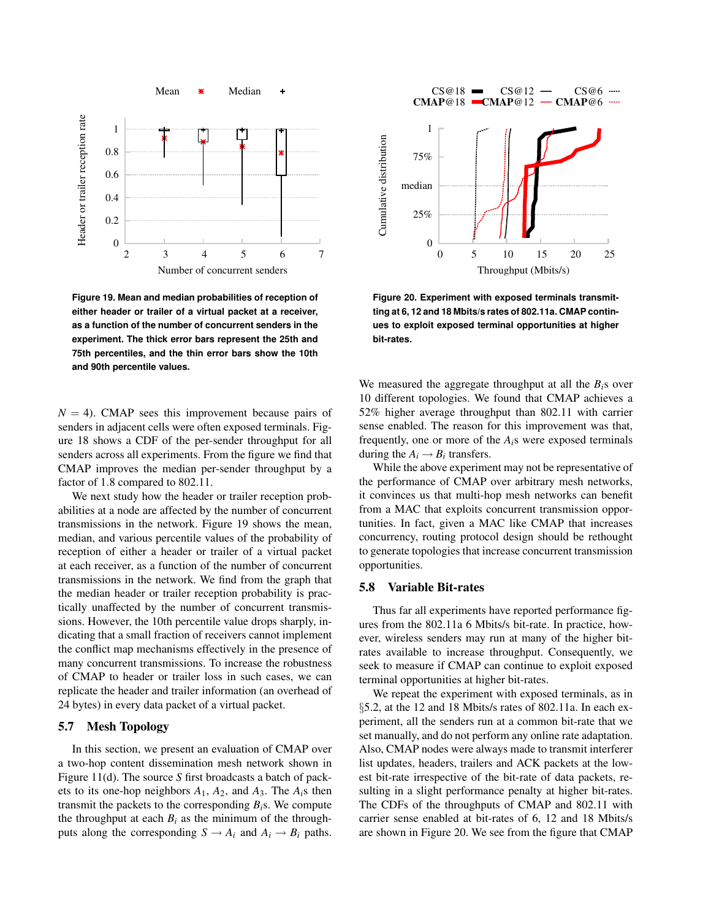Figure 19. Mean and median probabilities of reception of either header or trailer of a virtual packet at a receiver, as a function of the number of concurrent senders in the experiment. The thick error bars represent the 25th and 75th percentiles, and the thin error bars show the 10th and 90th percentile values.

Figure 20. Experiment with exposed terminals transmitting at 6, 12 and 18 Mbits/s rates of 802.11a. CMAP continues to exploit exposed terminal opportunities at higher bit-rates.

$N = 4$). CMAP sees this improvement because pairs of senders in adjacent cells were often exposed terminals. Figure 18 shows a CDF of the per-sender throughput for all senders across all experiments. From the figure we find that CMAP improves the median per-sender throughput by a factor of 1.8 compared to 802.11.

We next study how the header or trailer reception probabilities at a node are affected by the number of concurrent transmissions in the network. Figure 19 shows the mean, median, and various percentile values of the probability of reception of either a header or trailer of a virtual packet at each receiver, as a function of the number of concurrent transmissions in the network. We find from the graph that the median header or trailer reception probability is practically unaffected by the number of concurrent transmissions. However, the 10th percentile value drops sharply, indicating that a small fraction of receivers cannot implement the conflict map mechanisms effectively in the presence of many concurrent transmissions. To increase the robustness of CMAP to header or trailer loss in such cases, we can replicate the header and trailer information (an overhead of 24 bytes) in every data packet of a virtual packet.

## 5.7 Mesh Topology

In this section, we present an evaluation of CMAP over a two-hop content dissemination mesh network shown in Figure 11(d). The source $S$ first broadcasts a batch of packets to its one-hop neighbors $A_1$, $A_2$, and $A_3$. The $A_i$s then transmit the packets to the corresponding $B_i$s. We compute the throughput at each $B_i$ as the minimum of the throughputs along the corresponding $S \rightarrow A_i$ and $A_i \rightarrow B_i$ paths. We measured the aggregate throughput at all the $B_i$s over 10 different topologies. We found that CMAP achieves a 52% higher average throughput than 802.11 with carrier sense enabled. The reason for this improvement was that, frequently, one or more of the $A_i$s were exposed terminals during the $A_i \rightarrow B_i$ transfers.

While the above experiment may not be representative of the performance of CMAP over arbitrary mesh networks, it convinces us that multi-hop mesh networks can benefit from a MAC that exploits concurrent transmission opportunities. In fact, given a MAC like CMAP that increases concurrency, routing protocol design should be rethought to generate topologies that increase concurrent transmission opportunities.

## 5.8 Variable Bit-rates

Thus far all experiments have reported performance figures from the 802.11a 6 Mbits/s bit-rate. In practice, however, wireless senders may run at many of the higher bit-rates available to increase throughput. Consequently, we seek to measure if CMAP can continue to exploit exposed terminal opportunities at higher bit-rates.

We repeat the experiment with exposed terminals, as in §5.2, at the 12 and 18 Mbits/s rates of 802.11a. In each experiment, all the senders run at a common bit-rate that we set manually, and do not perform any online rate adaptation. Also, CMAP nodes were always made to transmit interferer list updates, headers, trailers and ACK packets at the lowest bit-rate irrespective of the bit-rate of data packets, resulting in a slight performance penalty at higher bit-rates. The CDFs of the throughputs of CMAP and 802.11 with carrier sense enabled at bit-rates of 6, 12 and 18 Mbits/s are shown in Figure 20. We see from the figure that CMAP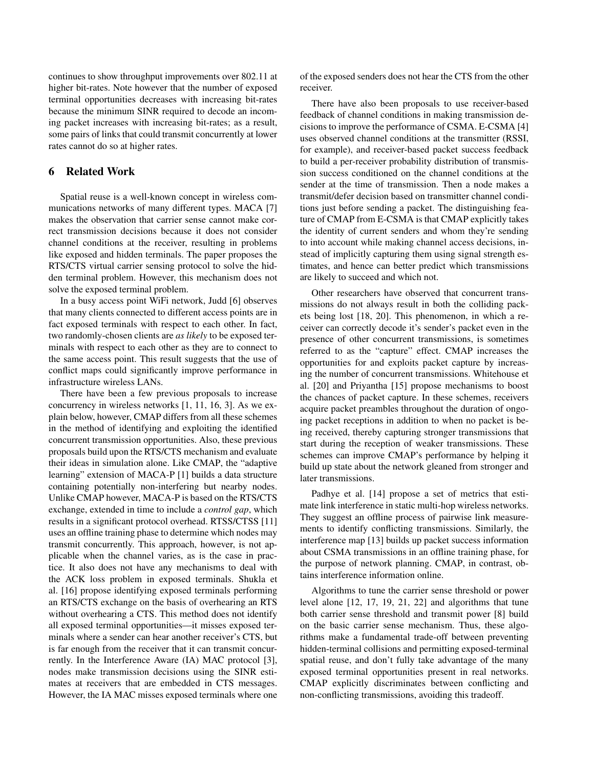continues to show throughput improvements over 802.11 at higher bit-rates. Note however that the number of exposed terminal opportunities decreases with increasing bit-rates because the minimum SINR required to decode an incoming packet increases with increasing bit-rates; as a result, some pairs of links that could transmit concurrently at lower rates cannot do so at higher rates.

## 6 Related Work

Spatial reuse is a well-known concept in wireless communications networks of many different types. MACA [7] makes the observation that carrier sense cannot make correct transmission decisions because it does not consider channel conditions at the receiver, resulting in problems like exposed and hidden terminals. The paper proposes the RTS/CTS virtual carrier sensing protocol to solve the hidden terminal problem. However, this mechanism does not solve the exposed terminal problem.

In a busy access point WiFi network, Judd [6] observes that many clients connected to different access points are in fact exposed terminals with respect to each other. In fact, two randomly-chosen clients are *as likely* to be exposed terminals with respect to each other as they are to connect to the same access point. This result suggests that the use of conflict maps could significantly improve performance in infrastructure wireless LANs.

There have been a few previous proposals to increase concurrency in wireless networks [1, 11, 16, 3]. As we explain below, however, CMAP differs from all these schemes in the method of identifying and exploiting the identified concurrent transmission opportunities. Also, these previous proposals build upon the RTS/CTS mechanism and evaluate their ideas in simulation alone. Like CMAP, the "adaptive learning" extension of MACA-P [1] builds a data structure containing potentially non-interfering but nearby nodes. Unlike CMAP however, MACA-P is based on the RTS/CTS exchange, extended in time to include a *control gap*, which results in a significant protocol overhead. RTSS/CTSS [11] uses an offline training phase to determine which nodes may transmit concurrently. This approach, however, is not applicable when the channel varies, as is the case in practice. It also does not have any mechanisms to deal with the ACK loss problem in exposed terminals. Shukla et al. [16] propose identifying exposed terminals performing an RTS/CTS exchange on the basis of overhearing an RTS without overhearing a CTS. This method does not identify all exposed terminal opportunities—it misses exposed terminals where a sender can hear another receiver's CTS, but is far enough from the receiver that it can transmit concurrently. In the Interference Aware (IA) MAC protocol [3], nodes make transmission decisions using the SINR estimates at receivers that are embedded in CTS messages. However, the IA MAC misses exposed terminals where one of the exposed senders does not hear the CTS from the other receiver.

There have also been proposals to use receiver-based feedback of channel conditions in making transmission decisions to improve the performance of CSMA. E-CSMA [4] uses observed channel conditions at the transmitter (RSSI, for example), and receiver-based packet success feedback to build a per-receiver probability distribution of transmission success conditioned on the channel conditions at the sender at the time of transmission. Then a node makes a transmit/defer decision based on transmitter channel conditions just before sending a packet. The distinguishing feature of CMAP from E-CSMA is that CMAP explicitly takes the identity of current senders and whom they're sending to into account while making channel access decisions, instead of implicitly capturing them using signal strength estimates, and hence can better predict which transmissions are likely to succeed and which not.

Other researchers have observed that concurrent transmissions do not always result in both the colliding packets being lost [18, 20]. This phenomenon, in which a receiver can correctly decode it's sender's packet even in the presence of other concurrent transmissions, is sometimes referred to as the "capture" effect. CMAP increases the opportunities for and exploits packet capture by increasing the number of concurrent transmissions. Whitehouse et al. [20] and Priyantha [15] propose mechanisms to boost the chances of packet capture. In these schemes, receivers acquire packet preambles throughout the duration of ongoing packet receptions in addition to when no packet is being received, thereby capturing stronger transmissions that start during the reception of weaker transmissions. These schemes can improve CMAP's performance by helping it build up state about the network gleaned from stronger and later transmissions.

Padhye et al. [14] propose a set of metrics that estimate link interference in static multi-hop wireless networks. They suggest an offline process of pairwise link measurements to identify conflicting transmissions. Similarly, the interference map [13] builds up packet success information about CSMA transmissions in an offline training phase, for the purpose of network planning. CMAP, in contrast, obtains interference information online.

Algorithms to tune the carrier sense threshold or power level alone [12, 17, 19, 21, 22] and algorithms that tune both carrier sense threshold and transmit power [8] build on the basic carrier sense mechanism. Thus, these algorithms make a fundamental trade-off between preventing hidden-terminal collisions and permitting exposed-terminal spatial reuse, and don't fully take advantage of the many exposed terminal opportunities present in real networks. CMAP explicitly discriminates between conflicting and non-conflicting transmissions, avoiding this tradeoff.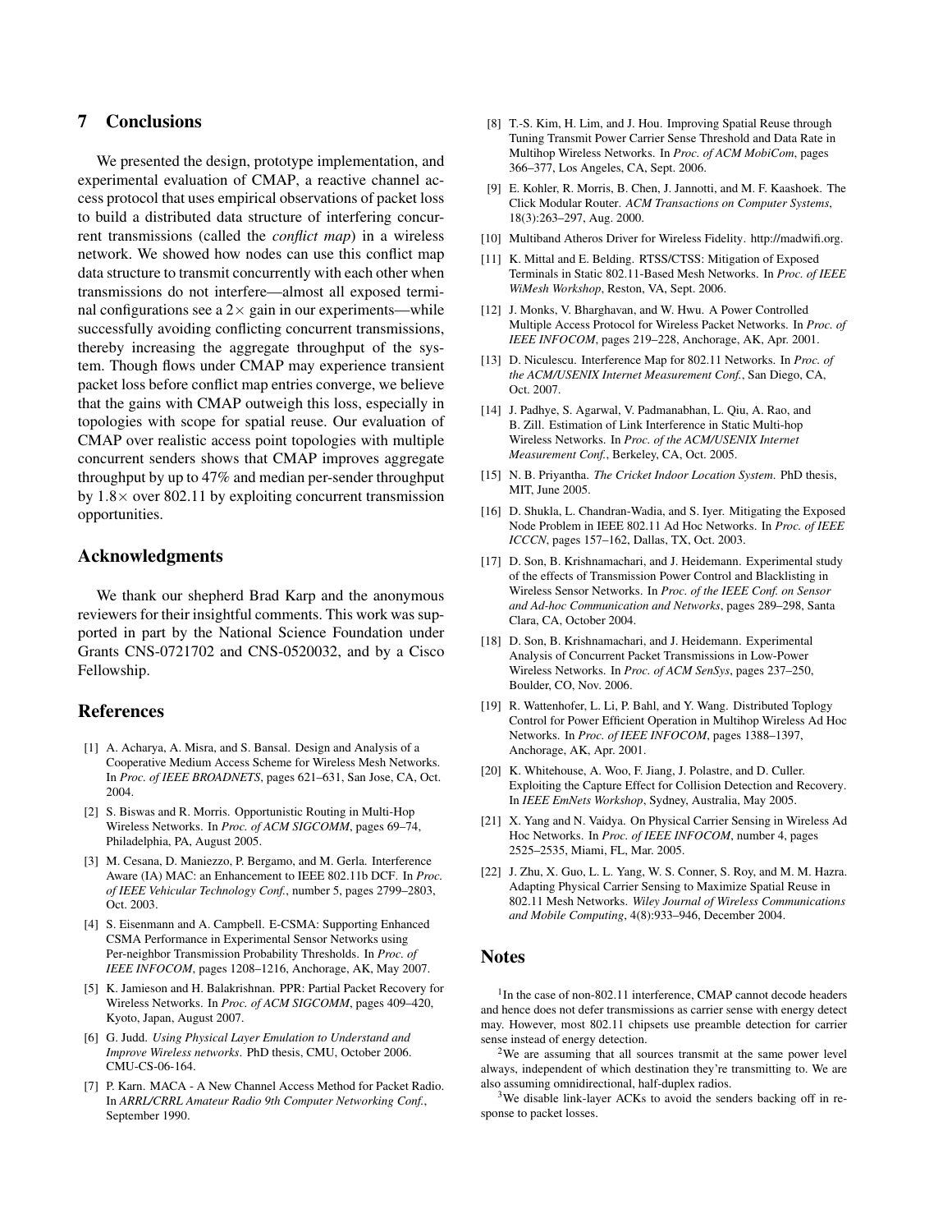## 7 Conclusions

We presented the design, prototype implementation, and experimental evaluation of CMAP, a reactive channel access protocol that uses empirical observations of packet loss to build a distributed data structure of interfering concurrent transmissions (called the *conflict map*) in a wireless network. We showed how nodes can use this conflict map data structure to transmit concurrently with each other when transmissions do not interfere—almost all exposed terminal configurations see a $2\times$ gain in our experiments—while successfully avoiding conflicting concurrent transmissions, thereby increasing the aggregate throughput of the system. Though flows under CMAP may experience transient packet loss before conflict map entries converge, we believe that the gains with CMAP outweigh this loss, especially in topologies with scope for spatial reuse. Our evaluation of CMAP over realistic access point topologies with multiple concurrent senders shows that CMAP improves aggregate throughput by up to 47% and median per-sender throughput by $1.8\times$ over 802.11 by exploiting concurrent transmission opportunities.

## Acknowledgments

We thank our shepherd Brad Karp and the anonymous reviewers for their insightful comments. This work was supported in part by the National Science Foundation under Grants CNS-0721702 and CNS-0520032, and by a Cisco Fellowship.

## References

[1] A. Acharya, A. Misra, and S. Bansal. Design and Analysis of a Cooperative Medium Access Scheme for Wireless Mesh Networks. In *Proc. of IEEE BROADNETS*, pages 621–631, San Jose, CA, Oct. 2004.

[2] S. Biswas and R. Morris. Opportunistic Routing in Multi-Hop Wireless Networks. In *Proc. of ACM SIGCOMM*, pages 69–74, Philadelphia, PA, August 2005.

[3] M. Cesana, D. Maniezzo, P. Bergamo, and M. Gerla. Interference Aware (IA) MAC: an Enhancement to IEEE 802.11b DCF. In *Proc. of IEEE Vehicular Technology Conf.*, number 5, pages 2799–2803, Oct. 2003.

[4] S. Eisenmann and A. Campbell. E-CSMA: Supporting Enhanced CSMA Performance in Experimental Sensor Networks using Per-neighbor Transmission Probability Thresholds. In *Proc. of IEEE INFOCOM*, pages 1208–1216, Anchorage, AK, May 2007.

[5] K. Jamieson and H. Balakrishnan. PPR: Partial Packet Recovery for Wireless Networks. In *Proc. of ACM SIGCOMM*, pages 409–420, Kyoto, Japan, August 2007.

[6] G. Judd. *Using Physical Layer Emulation to Understand and Improve Wireless networks*. PhD thesis, CMU, October 2006. CMU-CS-06-164.

[7] P. Karn. MACA - A New Channel Access Method for Packet Radio. In *ARRL/CRRL Amateur Radio 9th Computer Networking Conf.*, September 1990.

[8] T.-S. Kim, H. Lim, and J. Hou. Improving Spatial Reuse through Tuning Transmit Power Carrier Sense Threshold and Data Rate in Multihop Wireless Networks. In *Proc. of ACM MobiCom*, pages 366–377, Los Angeles, CA, Sept. 2006.

[9] E. Kohler, R. Morris, B. Chen, J. Jannotti, and M. F. Kaashoek. The Click Modular Router. *ACM Transactions on Computer Systems*, 18(3):263–297, Aug. 2000.

[10] Multiband Atheros Driver for Wireless Fidelity. http://madwifi.org.

[11] K. Mittal and E. Belding. RTSS/CTSS: Mitigation of Exposed Terminals in Static 802.11-Based Mesh Networks. In *Proc. of IEEE WiMesh Workshop*, Reston, VA, Sept. 2006.

[12] J. Monks, V. Bharghavan, and W. Hwu. A Power Controlled Multiple Access Protocol for Wireless Packet Networks. In *Proc. of IEEE INFOCOM*, pages 219–228, Anchorage, AK, Apr. 2001.

[13] D. Niculescu. Interference Map for 802.11 Networks. In *Proc. of the ACM/USENIX Internet Measurement Conf.*, San Diego, CA, Oct. 2007.

[14] J. Padhye, S. Agarwal, V. Padmanabhan, L. Qiu, A. Rao, and B. Zill. Estimation of Link Interference in Static Multi-hop Wireless Networks. In *Proc. of the ACM/USENIX Internet Measurement Conf.*, Berkeley, CA, Oct. 2005.

[15] N. B. Priyantha. *The Cricket Indoor Location System*. PhD thesis, MIT, June 2005.

[16] D. Shukla, L. Chandran-Wadia, and S. Iyer. Mitigating the Exposed Node Problem in IEEE 802.11 Ad Hoc Networks. In *Proc. of IEEE ICCCN*, pages 157–162, Dallas, TX, Oct. 2003.

[17] D. Son, B. Krishnamachari, and J. Heidemann. Experimental study of the effects of Transmission Power Control and Blacklisting in Wireless Sensor Networks. In *Proc. of the IEEE Conf. on Sensor and Ad-hoc Communication and Networks*, pages 289–298, Santa Clara, CA, October 2004.

[18] D. Son, B. Krishnamachari, and J. Heidemann. Experimental Analysis of Concurrent Packet Transmissions in Low-Power Wireless Networks. In *Proc. of ACM SenSys*, pages 237–250, Boulder, CO, Nov. 2006.

[19] R. Wattenhofer, L. Li, P. Bahl, and Y. Wang. Distributed Toplogy Control for Power Efficient Operation in Multihop Wireless Ad Hoc Networks. In *Proc. of IEEE INFOCOM*, pages 1388–1397, Anchorage, AK, Apr. 2001.

[20] K. Whitehouse, A. Woo, F. Jiang, J. Polastre, and D. Culler. Exploiting the Capture Effect for Collision Detection and Recovery. In *IEEE EmNets Workshop*, Sydney, Australia, May 2005.

[21] X. Yang and N. Vaidya. On Physical Carrier Sensing in Wireless Ad Hoc Networks. In *Proc. of IEEE INFOCOM*, number 4, pages 2525–2535, Miami, FL, Mar. 2005.

[22] J. Zhu, X. Guo, L. L. Yang, W. S. Conner, S. Roy, and M. M. Hazra. Adapting Physical Carrier Sensing to Maximize Spatial Reuse in 802.11 Mesh Networks. *Wiley Journal of Wireless Communications and Mobile Computing*, 4(8):933–946, December 2004.

## Notes

[1] In the case of non-802.11 interference, CMAP cannot decode headers and hence does not defer transmissions as carrier sense with energy detect may. However, most 802.11 chipsets use preamble detection for carrier sense instead of energy detection.

[2] We are assuming that all sources transmit at the same power level always, independent of which destination they're transmitting to. We are also assuming omnidirectional, half-duplex radios.

[3] We disable link-layer ACKs to avoid the senders backing off in response to packet losses.